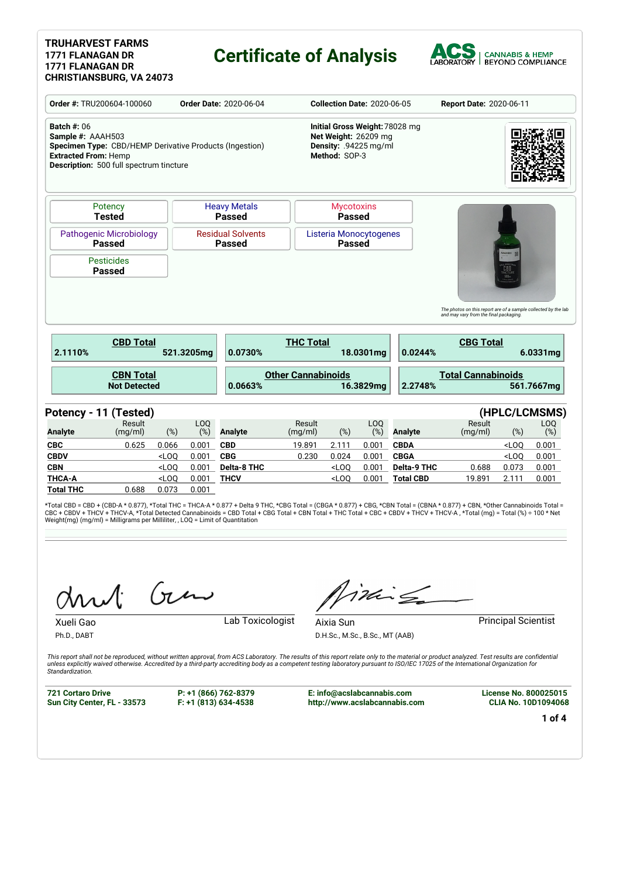**TRUHARVEST FARMS**
**1771 FLANAGAN DR**
**1771 FLANAGAN DR**
**CHRISTIANSBURG, VA 24073**

# Certificate of Analysis

ACS LABORATORY | CANNABIS & HEMP BEYOND COMPLIANCE

**Order #:** TRU200604-100060 **Order Date:** 2020-06-04 **Collection Date:** 2020-06-05 **Report Date:** 2020-06-11

**Batch #:** 06
**Sample #:** AAAH503
**Specimen Type:** CBD/HEMP Derivative Products (Ingestion)
**Extracted From:** Hemp
**Description:** 500 full spectrum tincture

**Initial Gross Weight:** 78028 mg
**Net Weight:** 26209 mg
**Density:** .94225 mg/ml
**Method:** SOP-3

| Test | Result |
|---|---|
| Potency | Tested |
| Heavy Metals | Passed |
| Mycotoxins | Passed |
| Pathogenic Microbiology | Passed |
| Residual Solvents | Passed |
| Listeria Monocytogenes | Passed |
| Pesticides | Passed |

*The photos on this report are of a sample collected by the lab and may vary from the final packaging.*

| CBD Total | | THC Total | | CBG Total | |
|---|---|---|---|---|---|
| 2.1110% | 521.3205mg | 0.0730% | 18.0301mg | 0.0244% | 6.0331mg |

| CBN Total | Other Cannabinoids | | Total Cannabinoids | |
|---|---|---|---|---|
| Not Detected | 0.0663% | 16.3829mg | 2.2748% | 561.7667mg |

## Potency - 11 (Tested) (HPLC/LCMSMS)

| Analyte | Result (mg/ml) | (%) | LOQ (%) | Analyte | Result (mg/ml) | (%) | LOQ (%) | Analyte | Result (mg/ml) | (%) | LOQ (%) |
|---|---|---|---|---|---|---|---|---|---|---|---|
| **CBC** | 0.625 | 0.066 | 0.001 | **CBD** | 19.891 | 2.111 | 0.001 | **CBDA** | | <LOQ | 0.001 |
| **CBDV** | | <LOQ | 0.001 | **CBG** | 0.230 | 0.024 | 0.001 | **CBGA** | | <LOQ | 0.001 |
| **CBN** | | <LOQ | 0.001 | **Delta-8 THC** | | <LOQ | 0.001 | **Delta-9 THC** | 0.688 | 0.073 | 0.001 |
| **THCA-A** | | <LOQ | 0.001 | **THCV** | | <LOQ | 0.001 | **Total CBD** | 19.891 | 2.111 | 0.001 |
| **Total THC** | 0.688 | 0.073 | 0.001 | | | | | | | | |

*Total CBD = CBD + (CBD-A * 0.877), *Total THC = THCA-A * 0.877 + Delta 9 THC, *CBG Total = (CBGA * 0.877) + CBG, *CBN Total = (CBNA * 0.877) + CBN, *Other Cannabinoids Total = CBC + CBDV + THCV + THCV-A, *Total Detected Cannabinoids = CBD Total + CBG Total + CBN Total + THC Total + CBC + CBDV + THCV + THCV-A , *Total (mg) = Total (%) ÷ 100 * Net Weight(mg) (mg/ml) = Milligrams per Milliliter, , LOQ = Limit of Quantitation

Xueli Gao — Lab Toxicologist
Ph.D., DABT

Aixia Sun — Principal Scientist
D.H.Sc., M.Sc., B.Sc., MT (AAB)

*This report shall not be reproduced, without written approval, from ACS Laboratory. The results of this report relate only to the material or product analyzed. Test results are confidential unless explicitly waived otherwise. Accredited by a third-party accrediting body as a competent testing laboratory pursuant to ISO/IEC 17025 of the International Organization for Standardization.*

**721 Cortaro Drive**
**Sun City Center, FL - 33573**

**P: +1 (866) 762-8379**
**F: +1 (813) 634-4538**

**E: info@acslabcannabis.com**
**http://www.acslabcannabis.com**

**License No. 800025015**
**CLIA No. 10D1094068**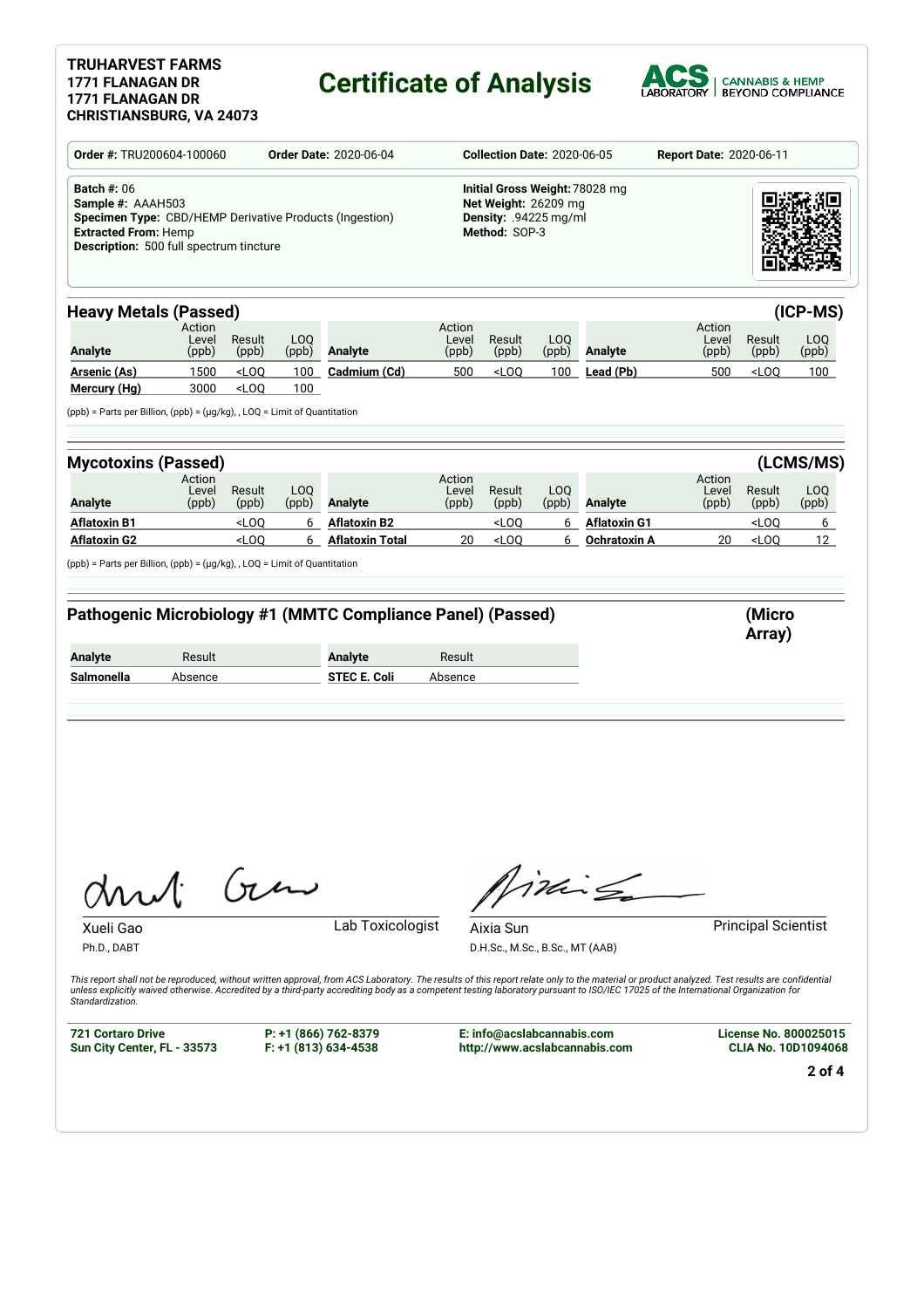**TRUHARVEST FARMS**
**1771 FLANAGAN DR**
**1771 FLANAGAN DR**
**CHRISTIANSBURG, VA 24073**

# Certificate of Analysis

ACS LABORATORY | CANNABIS & HEMP BEYOND COMPLIANCE

**Order #:** TRU200604-100060 **Order Date:** 2020-06-04 **Collection Date:** 2020-06-05 **Report Date:** 2020-06-11

**Batch #:** 06
**Sample #:** AAAH503
**Specimen Type:** CBD/HEMP Derivative Products (Ingestion)
**Extracted From:** Hemp
**Description:** 500 full spectrum tincture

**Initial Gross Weight:** 78028 mg
**Net Weight:** 26209 mg
**Density:** .94225 mg/ml
**Method:** SOP-3

## Heavy Metals (Passed) (ICP-MS)

| Analyte | Action Level (ppb) | Result (ppb) | LOQ (ppb) | Analyte | Action Level (ppb) | Result (ppb) | LOQ (ppb) | Analyte | Action Level (ppb) | Result (ppb) | LOQ (ppb) |
|---|---|---|---|---|---|---|---|---|---|---|---|
| **Arsenic (As)** | 1500 | <LOQ | 100 | **Cadmium (Cd)** | 500 | <LOQ | 100 | **Lead (Pb)** | 500 | <LOQ | 100 |
| **Mercury (Hg)** | 3000 | <LOQ | 100 | | | | | | | | |

(ppb) = Parts per Billion, (ppb) = (µg/kg), , LOQ = Limit of Quantitation

## Mycotoxins (Passed) (LCMS/MS)

| Analyte | Action Level (ppb) | Result (ppb) | LOQ (ppb) | Analyte | Action Level (ppb) | Result (ppb) | LOQ (ppb) | Analyte | Action Level (ppb) | Result (ppb) | LOQ (ppb) |
|---|---|---|---|---|---|---|---|---|---|---|---|
| **Aflatoxin B1** | | <LOQ | 6 | **Aflatoxin B2** | | <LOQ | 6 | **Aflatoxin G1** | | <LOQ | 6 |
| **Aflatoxin G2** | | <LOQ | 6 | **Aflatoxin Total** | 20 | <LOQ | 6 | **Ochratoxin A** | 20 | <LOQ | 12 |

(ppb) = Parts per Billion, (ppb) = (µg/kg), , LOQ = Limit of Quantitation

## Pathogenic Microbiology #1 (MMTC Compliance Panel) (Passed) (Micro Array)

| Analyte | Result | Analyte | Result |
|---|---|---|---|
| **Salmonella** | Absence | **STEC E. Coli** | Absence |

Xueli Gao
Ph.D., DABT
Lab Toxicologist

Aixia Sun
D.H.Sc., M.Sc., B.Sc., MT (AAB)
Principal Scientist

*This report shall not be reproduced, without written approval, from ACS Laboratory. The results of this report relate only to the material or product analyzed. Test results are confidential unless explicitly waived otherwise. Accredited by a third-party accrediting body as a competent testing laboratory pursuant to ISO/IEC 17025 of the International Organization for Standardization.*

**721 Cortaro Drive**
**Sun City Center, FL - 33573**

**P: +1 (866) 762-8379**
**F: +1 (813) 634-4538**

**E: info@acslabcannabis.com**
**http://www.acslabcannabis.com**

**License No. 800025015**
**CLIA No. 10D1094068**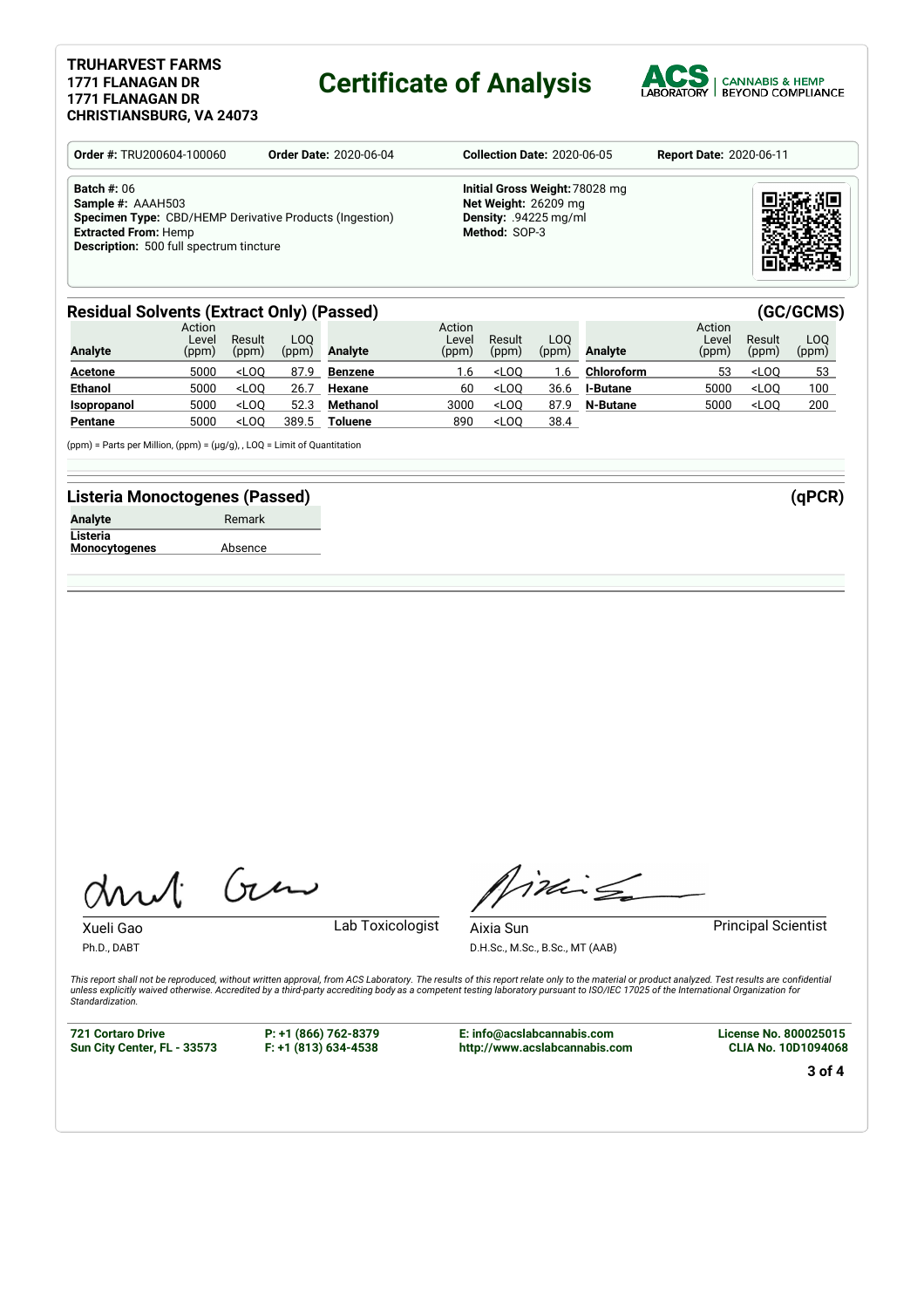**TRUHARVEST FARMS**
**1771 FLANAGAN DR**
**1771 FLANAGAN DR**
**CHRISTIANSBURG, VA 24073**

# Certificate of Analysis

ACS LABORATORY | CANNABIS & HEMP BEYOND COMPLIANCE

**Order #:** TRU200604-100060 **Order Date:** 2020-06-04 **Collection Date:** 2020-06-05 **Report Date:** 2020-06-11

**Batch #:** 06
**Sample #:** AAAH503
**Specimen Type:** CBD/HEMP Derivative Products (Ingestion)
**Extracted From:** Hemp
**Description:** 500 full spectrum tincture

**Initial Gross Weight:** 78028 mg
**Net Weight:** 26209 mg
**Density:** .94225 mg/ml
**Method:** SOP-3

## Residual Solvents (Extract Only) (Passed) (GC/GCMS)

| Analyte | Action Level (ppm) | Result (ppm) | LOQ (ppm) | Analyte | Action Level (ppm) | Result (ppm) | LOQ (ppm) | Analyte | Action Level (ppm) | Result (ppm) | LOQ (ppm) |
|---|---|---|---|---|---|---|---|---|---|---|---|
| **Acetone** | 5000 | <LOQ | 87.9 | **Benzene** | 1.6 | <LOQ | 1.6 | **Chloroform** | 53 | <LOQ | 53 |
| **Ethanol** | 5000 | <LOQ | 26.7 | **Hexane** | 60 | <LOQ | 36.6 | **I-Butane** | 5000 | <LOQ | 100 |
| **Isopropanol** | 5000 | <LOQ | 52.3 | **Methanol** | 3000 | <LOQ | 87.9 | **N-Butane** | 5000 | <LOQ | 200 |
| **Pentane** | 5000 | <LOQ | 389.5 | **Toluene** | 890 | <LOQ | 38.4 | | | | |

(ppm) = Parts per Million, (ppm) = (µg/g), , LOQ = Limit of Quantitation

## Listeria Monoctogenes (Passed) (qPCR)

| Analyte | Remark |
|---|---|
| **Listeria Monocytogenes** | Absence |

Xueli Gao
Ph.D., DABT
Lab Toxicologist

Aixia Sun
D.H.Sc., M.Sc., B.Sc., MT (AAB)
Principal Scientist

*This report shall not be reproduced, without written approval, from ACS Laboratory. The results of this report relate only to the material or product analyzed. Test results are confidential unless explicitly waived otherwise. Accredited by a third-party accrediting body as a competent testing laboratory pursuant to ISO/IEC 17025 of the International Organization for Standardization.*

**721 Cortaro Drive**
**Sun City Center, FL - 33573**

**P: +1 (866) 762-8379**
**F: +1 (813) 634-4538**

**E: info@acslabcannabis.com**
**http://www.acslabcannabis.com**

**License No. 800025015**
**CLIA No. 10D1094068**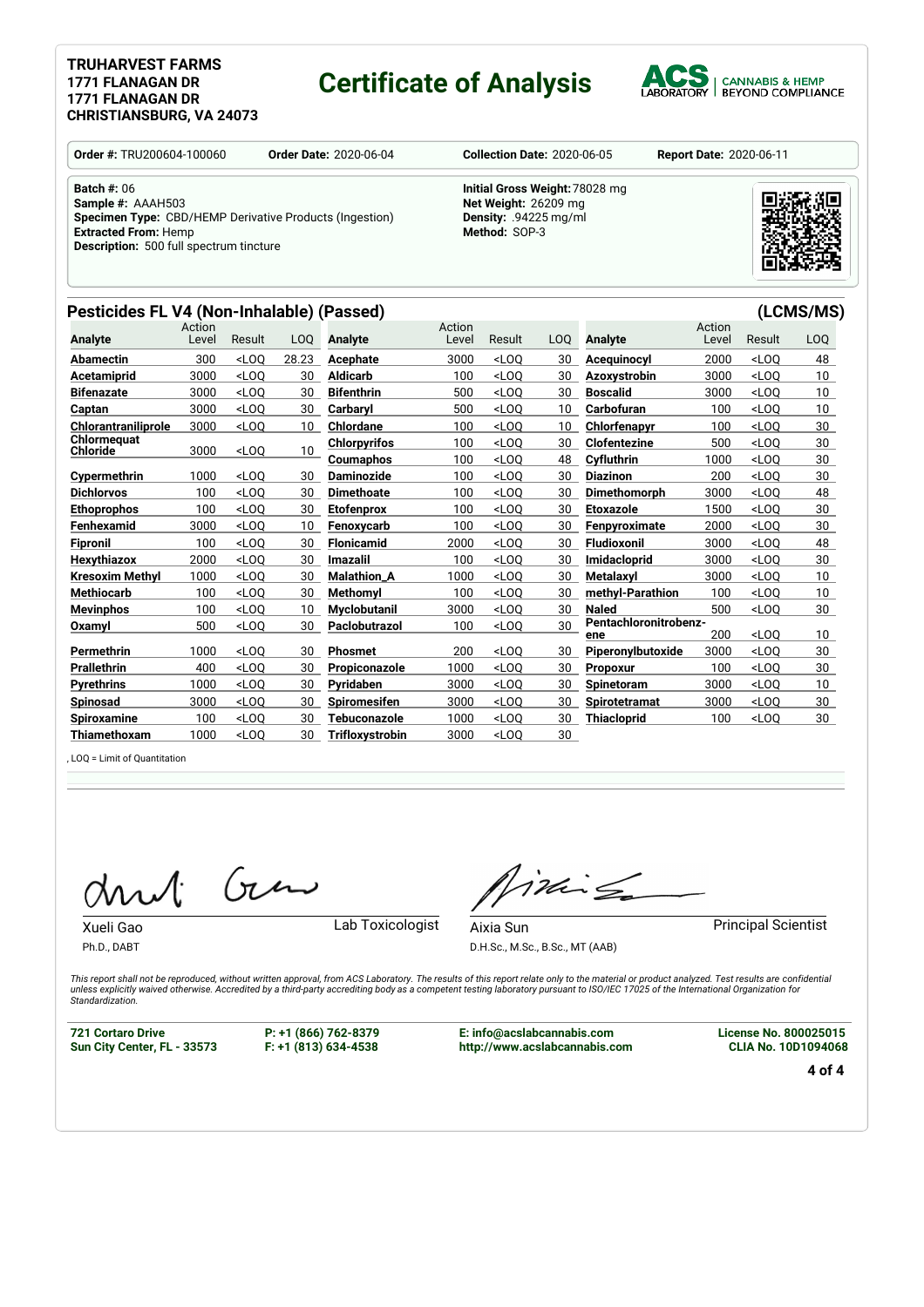**TRUHARVEST FARMS**
**1771 FLANAGAN DR**
**1771 FLANAGAN DR**
**CHRISTIANSBURG, VA 24073**

# Certificate of Analysis

ACS LABORATORY | CANNABIS & HEMP BEYOND COMPLIANCE

**Order #:** TRU200604-100060 **Order Date:** 2020-06-04 **Collection Date:** 2020-06-05 **Report Date:** 2020-06-11

**Batch #:** 06
**Sample #:** AAAH503
**Specimen Type:** CBD/HEMP Derivative Products (Ingestion)
**Extracted From:** Hemp
**Description:** 500 full spectrum tincture

**Initial Gross Weight:** 78028 mg
**Net Weight:** 26209 mg
**Density:** .94225 mg/ml
**Method:** SOP-3

## Pesticides FL V4 (Non-Inhalable) (Passed) (LCMS/MS)

| Analyte | Action Level | Result | LOQ | Analyte | Action Level | Result | LOQ | Analyte | Action Level | Result | LOQ |
|---|---|---|---|---|---|---|---|---|---|---|---|
| Abamectin | 300 | <LOQ | 28.23 | Acephate | 3000 | <LOQ | 30 | Acequinocyl | 2000 | <LOQ | 48 |
| Acetamiprid | 3000 | <LOQ | 30 | Aldicarb | 100 | <LOQ | 30 | Azoxystrobin | 3000 | <LOQ | 10 |
| Bifenazate | 3000 | <LOQ | 30 | Bifenthrin | 500 | <LOQ | 30 | Boscalid | 3000 | <LOQ | 10 |
| Captan | 3000 | <LOQ | 30 | Carbaryl | 500 | <LOQ | 10 | Carbofuran | 100 | <LOQ | 10 |
| Chlorantraniliprole | 3000 | <LOQ | 10 | Chlordane | 100 | <LOQ | 10 | Chlorfenapyr | 100 | <LOQ | 30 |
| Chlormequat Chloride | 3000 | <LOQ | 10 | Chlorpyrifos | 100 | <LOQ | 30 | Clofentezine | 500 | <LOQ | 30 |
| | | | | Coumaphos | 100 | <LOQ | 48 | Cyfluthrin | 1000 | <LOQ | 30 |
| Cypermethrin | 1000 | <LOQ | 30 | Daminozide | 100 | <LOQ | 30 | Diazinon | 200 | <LOQ | 30 |
| Dichlorvos | 100 | <LOQ | 30 | Dimethoate | 100 | <LOQ | 30 | Dimethomorph | 3000 | <LOQ | 48 |
| Ethoprophos | 100 | <LOQ | 30 | Etofenprox | 100 | <LOQ | 30 | Etoxazole | 1500 | <LOQ | 30 |
| Fenhexamid | 3000 | <LOQ | 10 | Fenoxycarb | 100 | <LOQ | 30 | Fenpyroximate | 2000 | <LOQ | 30 |
| Fipronil | 100 | <LOQ | 30 | Flonicamid | 2000 | <LOQ | 30 | Fludioxonil | 3000 | <LOQ | 48 |
| Hexythiazox | 2000 | <LOQ | 30 | Imazalil | 100 | <LOQ | 30 | Imidacloprid | 3000 | <LOQ | 30 |
| Kresoxim Methyl | 1000 | <LOQ | 30 | Malathion_A | 1000 | <LOQ | 30 | Metalaxyl | 3000 | <LOQ | 10 |
| Methiocarb | 100 | <LOQ | 30 | Methomyl | 100 | <LOQ | 30 | methyl-Parathion | 100 | <LOQ | 10 |
| Mevinphos | 100 | <LOQ | 10 | Myclobutanil | 3000 | <LOQ | 30 | Naled | 500 | <LOQ | 30 |
| Oxamyl | 500 | <LOQ | 30 | Paclobutrazol | 100 | <LOQ | 30 | Pentachloronitrobenzene | 200 | <LOQ | 10 |
| Permethrin | 1000 | <LOQ | 30 | Phosmet | 200 | <LOQ | 30 | Piperonylbutoxide | 3000 | <LOQ | 30 |
| Prallethrin | 400 | <LOQ | 30 | Propiconazole | 1000 | <LOQ | 30 | Propoxur | 100 | <LOQ | 30 |
| Pyrethrins | 1000 | <LOQ | 30 | Pyridaben | 3000 | <LOQ | 30 | Spinetoram | 3000 | <LOQ | 10 |
| Spinosad | 3000 | <LOQ | 30 | Spiromesifen | 3000 | <LOQ | 30 | Spirotetramat | 3000 | <LOQ | 30 |
| Spiroxamine | 100 | <LOQ | 30 | Tebuconazole | 1000 | <LOQ | 30 | Thiacloprid | 100 | <LOQ | 30 |
| Thiamethoxam | 1000 | <LOQ | 30 | Trifloxystrobin | 3000 | <LOQ | 30 | | | | |

, LOQ = Limit of Quantitation

Xueli Gao
Ph.D., DABT
Lab Toxicologist

Aixia Sun
D.H.Sc., M.Sc., B.Sc., MT (AAB)
Principal Scientist

*This report shall not be reproduced, without written approval, from ACS Laboratory. The results of this report relate only to the material or product analyzed. Test results are confidential unless explicitly waived otherwise. Accredited by a third-party accrediting body as a competent testing laboratory pursuant to ISO/IEC 17025 of the International Organization for Standardization.*

**721 Cortaro Drive**
**Sun City Center, FL - 33573**

**P: +1 (866) 762-8379**
**F: +1 (813) 634-4538**

**E: info@acslabcannabis.com**
**http://www.acslabcannabis.com**

**License No. 800025015**
**CLIA No. 10D1094068**